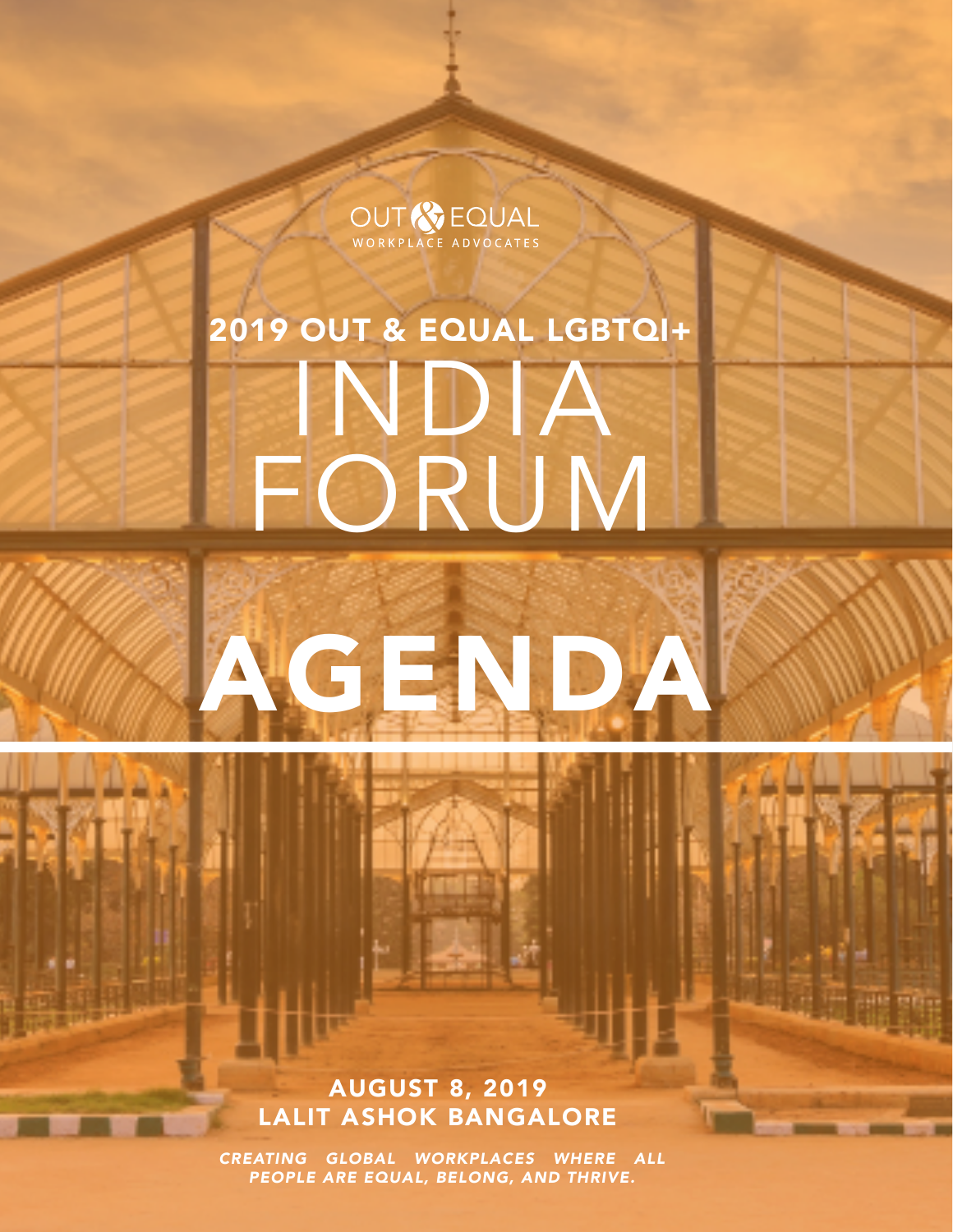OUT & EQUAL
WORKPLACE ADVOCATES

# 2019 OUT & EQUAL LGBTQI+ INDIA FORUM

# AGENDA

**AUGUST 8, 2019**
**LALIT ASHOK BANGALORE**

*CREATING GLOBAL WORKPLACES WHERE ALL PEOPLE ARE EQUAL, BELONG, AND THRIVE.*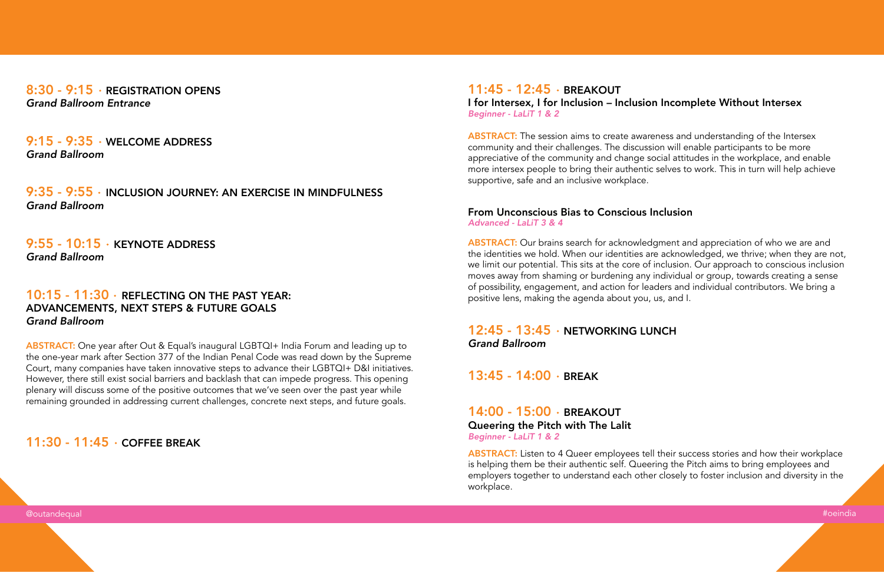## 8:30 - 9:15 · REGISTRATION OPENS
*Grand Ballroom Entrance*

## 9:15 - 9:35 · WELCOME ADDRESS
*Grand Ballroom*

## 9:35 - 9:55 · INCLUSION JOURNEY: AN EXERCISE IN MINDFULNESS
*Grand Ballroom*

## 9:55 - 10:15 · KEYNOTE ADDRESS
*Grand Ballroom*

## 10:15 - 11:30 · REFLECTING ON THE PAST YEAR: ADVANCEMENTS, NEXT STEPS & FUTURE GOALS
*Grand Ballroom*

**ABSTRACT:** One year after Out & Equal's inaugural LGBTQI+ India Forum and leading up to the one-year mark after Section 377 of the Indian Penal Code was read down by the Supreme Court, many companies have taken innovative steps to advance their LGBTQI+ D&I initiatives. However, there still exist social barriers and backlash that can impede progress. This opening plenary will discuss some of the positive outcomes that we've seen over the past year while remaining grounded in addressing current challenges, concrete next steps, and future goals.

## 11:30 - 11:45 · COFFEE BREAK

## 11:45 - 12:45 · BREAKOUT

### I for Intersex, I for Inclusion – Inclusion Incomplete Without Intersex
*Beginner - LaLiT 1 & 2*

**ABSTRACT:** The session aims to create awareness and understanding of the Intersex community and their challenges. The discussion will enable participants to be more appreciative of the community and change social attitudes in the workplace, and enable more intersex people to bring their authentic selves to work. This in turn will help achieve supportive, safe and an inclusive workplace.

### From Unconscious Bias to Conscious Inclusion
*Advanced - LaLiT 3 & 4*

**ABSTRACT:** Our brains search for acknowledgment and appreciation of who we are and the identities we hold. When our identities are acknowledged, we thrive; when they are not, we limit our potential. This sits at the core of inclusion. Our approach to conscious inclusion moves away from shaming or burdening any individual or group, towards creating a sense of possibility, engagement, and action for leaders and individual contributors. We bring a positive lens, making the agenda about you, us, and I.

## 12:45 - 13:45 · NETWORKING LUNCH
*Grand Ballroom*

## 13:45 - 14:00 · BREAK

## 14:00 - 15:00 · BREAKOUT

### Queering the Pitch with The Lalit
*Beginner - LaLiT 1 & 2*

**ABSTRACT:** Listen to 4 Queer employees tell their success stories and how their workplace is helping them be their authentic self. Queering the Pitch aims to bring employees and employers together to understand each other closely to foster inclusion and diversity in the workplace.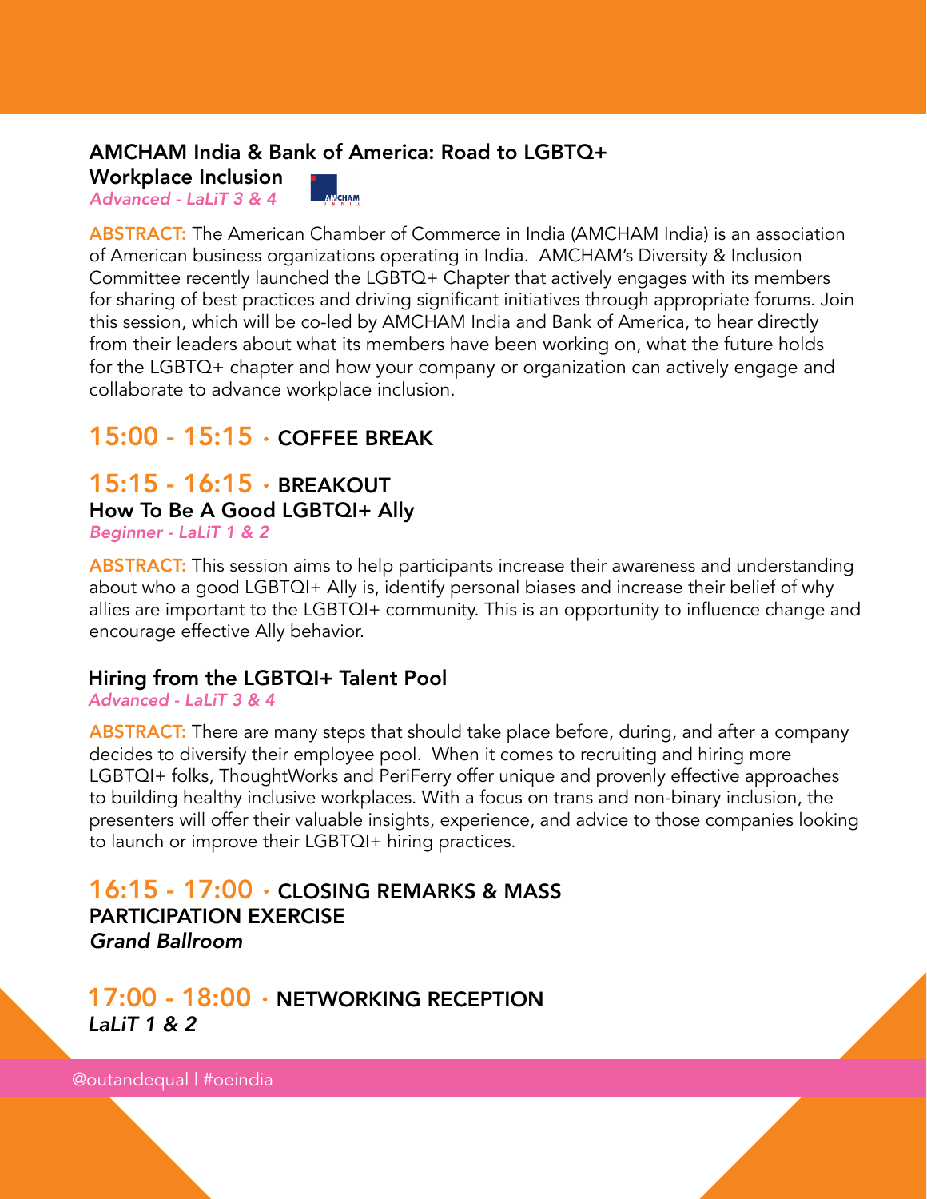### AMCHAM India & Bank of America: Road to LGBTQ+ Workplace Inclusion

*Advanced - LaLiT 3 & 4*

**ABSTRACT:** The American Chamber of Commerce in India (AMCHAM India) is an association of American business organizations operating in India. AMCHAM's Diversity & Inclusion Committee recently launched the LGBTQ+ Chapter that actively engages with its members for sharing of best practices and driving significant initiatives through appropriate forums. Join this session, which will be co-led by AMCHAM India and Bank of America, to hear directly from their leaders about what its members have been working on, what the future holds for the LGBTQ+ chapter and how your company or organization can actively engage and collaborate to advance workplace inclusion.

## 15:00 - 15:15 · COFFEE BREAK

## 15:15 - 16:15 · BREAKOUT

### How To Be A Good LGBTQI+ Ally

*Beginner - LaLiT 1 & 2*

**ABSTRACT:** This session aims to help participants increase their awareness and understanding about who a good LGBTQI+ Ally is, identify personal biases and increase their belief of why allies are important to the LGBTQI+ community. This is an opportunity to influence change and encourage effective Ally behavior.

### Hiring from the LGBTQI+ Talent Pool

*Advanced - LaLiT 3 & 4*

**ABSTRACT:** There are many steps that should take place before, during, and after a company decides to diversify their employee pool. When it comes to recruiting and hiring more LGBTQI+ folks, ThoughtWorks and PeriFerry offer unique and provenly effective approaches to building healthy inclusive workplaces. With a focus on trans and non-binary inclusion, the presenters will offer their valuable insights, experience, and advice to those companies looking to launch or improve their LGBTQI+ hiring practices.

## 16:15 - 17:00 · CLOSING REMARKS & MASS PARTICIPATION EXERCISE

*Grand Ballroom*

## 17:00 - 18:00 · NETWORKING RECEPTION

*LaLiT 1 & 2*

@outandequal | #oeindia